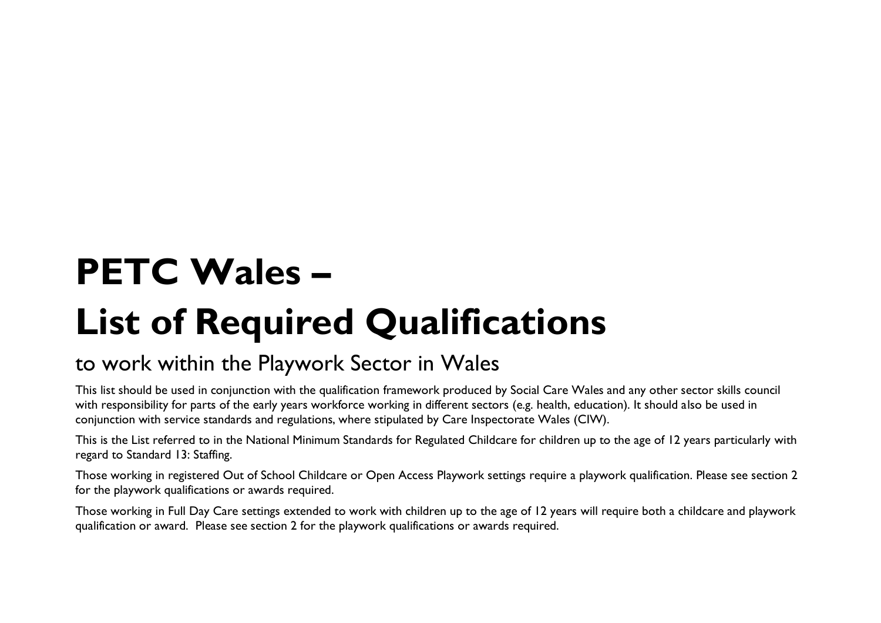# PETC Wales –
# List of Required Qualifications

## to work within the Playwork Sector in Wales

This list should be used in conjunction with the qualification framework produced by Social Care Wales and any other sector skills council with responsibility for parts of the early years workforce working in different sectors (e.g. health, education). It should also be used in conjunction with service standards and regulations, where stipulated by Care Inspectorate Wales (CIW).

This is the List referred to in the National Minimum Standards for Regulated Childcare for children up to the age of 12 years particularly with regard to Standard 13: Staffing.

Those working in registered Out of School Childcare or Open Access Playwork settings require a playwork qualification. Please see section 2 for the playwork qualifications or awards required.

Those working in Full Day Care settings extended to work with children up to the age of 12 years will require both a childcare and playwork qualification or award. Please see section 2 for the playwork qualifications or awards required.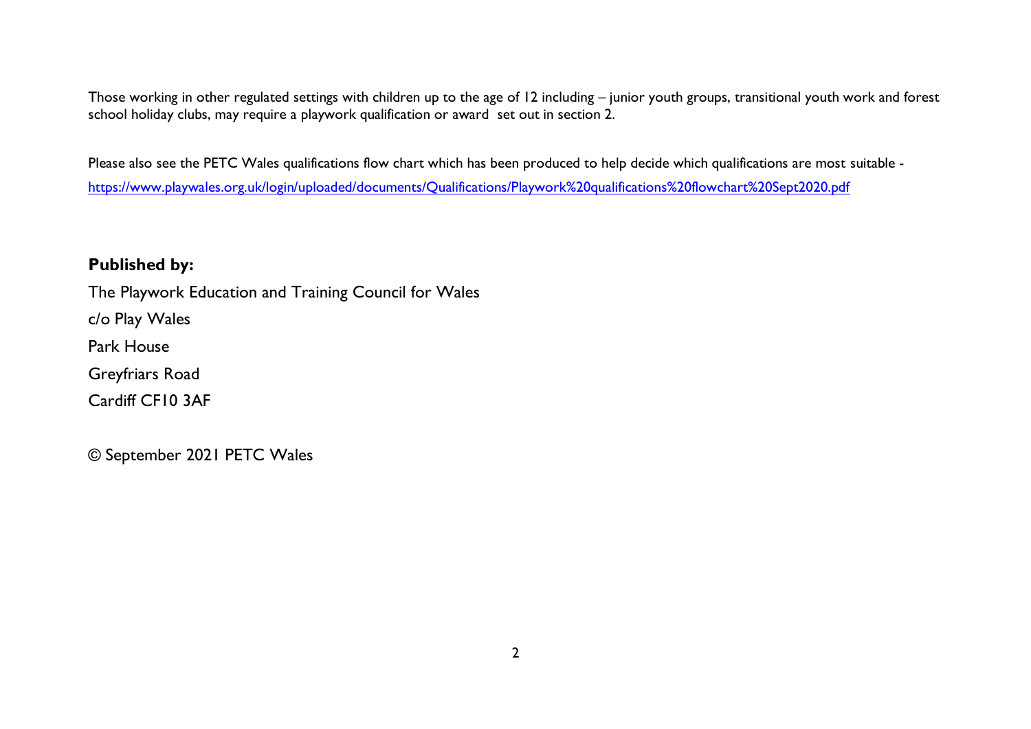Those working in other regulated settings with children up to the age of 12 including – junior youth groups, transitional youth work and forest school holiday clubs, may require a playwork qualification or award set out in section 2.

Please also see the PETC Wales qualifications flow chart which has been produced to help decide which qualifications are most suitable - https://www.playwales.org.uk/login/uploaded/documents/Qualifications/Playwork%20qualifications%20flowchart%20Sept2020.pdf

**Published by:**

The Playwork Education and Training Council for Wales

c/o Play Wales

Park House

Greyfriars Road

Cardiff CF10 3AF

© September 2021 PETC Wales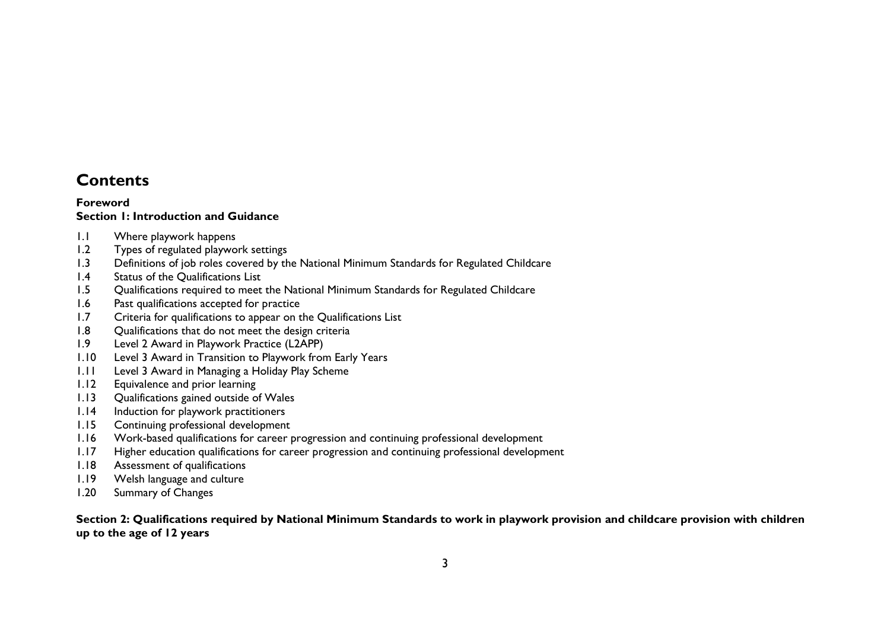# Contents

**Foreword**
**Section 1: Introduction and Guidance**

1.1 Where playwork happens
1.2 Types of regulated playwork settings
1.3 Definitions of job roles covered by the National Minimum Standards for Regulated Childcare
1.4 Status of the Qualifications List
1.5 Qualifications required to meet the National Minimum Standards for Regulated Childcare
1.6 Past qualifications accepted for practice
1.7 Criteria for qualifications to appear on the Qualifications List
1.8 Qualifications that do not meet the design criteria
1.9 Level 2 Award in Playwork Practice (L2APP)
1.10 Level 3 Award in Transition to Playwork from Early Years
1.11 Level 3 Award in Managing a Holiday Play Scheme
1.12 Equivalence and prior learning
1.13 Qualifications gained outside of Wales
1.14 Induction for playwork practitioners
1.15 Continuing professional development
1.16 Work-based qualifications for career progression and continuing professional development
1.17 Higher education qualifications for career progression and continuing professional development
1.18 Assessment of qualifications
1.19 Welsh language and culture
1.20 Summary of Changes

**Section 2: Qualifications required by National Minimum Standards to work in playwork provision and childcare provision with children up to the age of 12 years**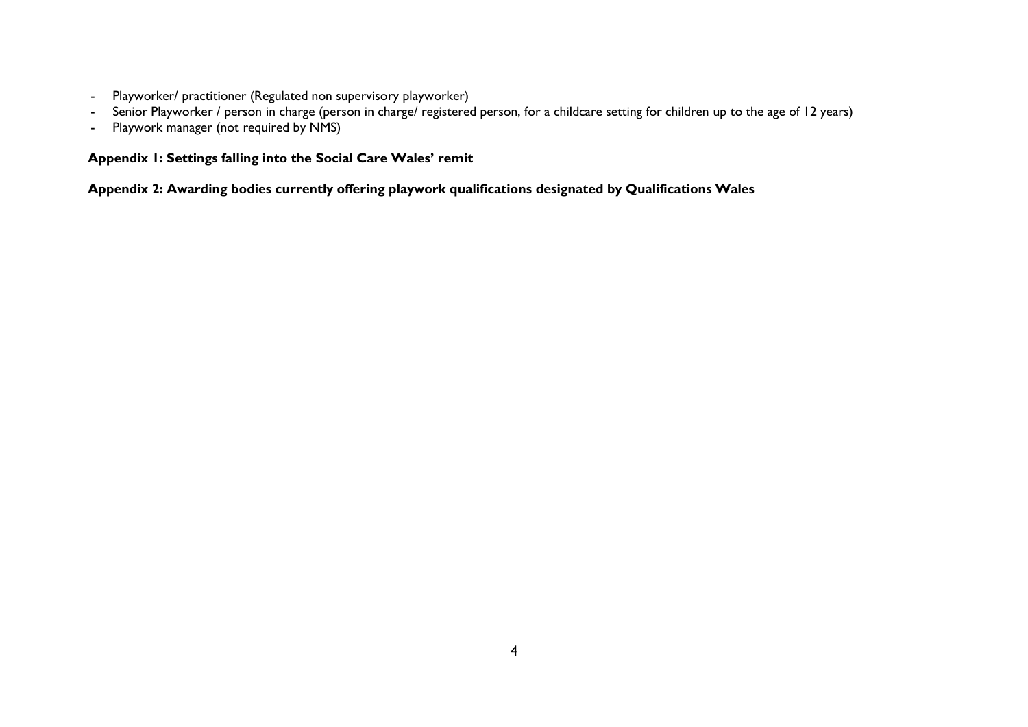- Playworker/ practitioner (Regulated non supervisory playworker)
- Senior Playworker / person in charge (person in charge/ registered person, for a childcare setting for children up to the age of 12 years)
- Playwork manager (not required by NMS)

**Appendix 1: Settings falling into the Social Care Wales' remit**

**Appendix 2: Awarding bodies currently offering playwork qualifications designated by Qualifications Wales**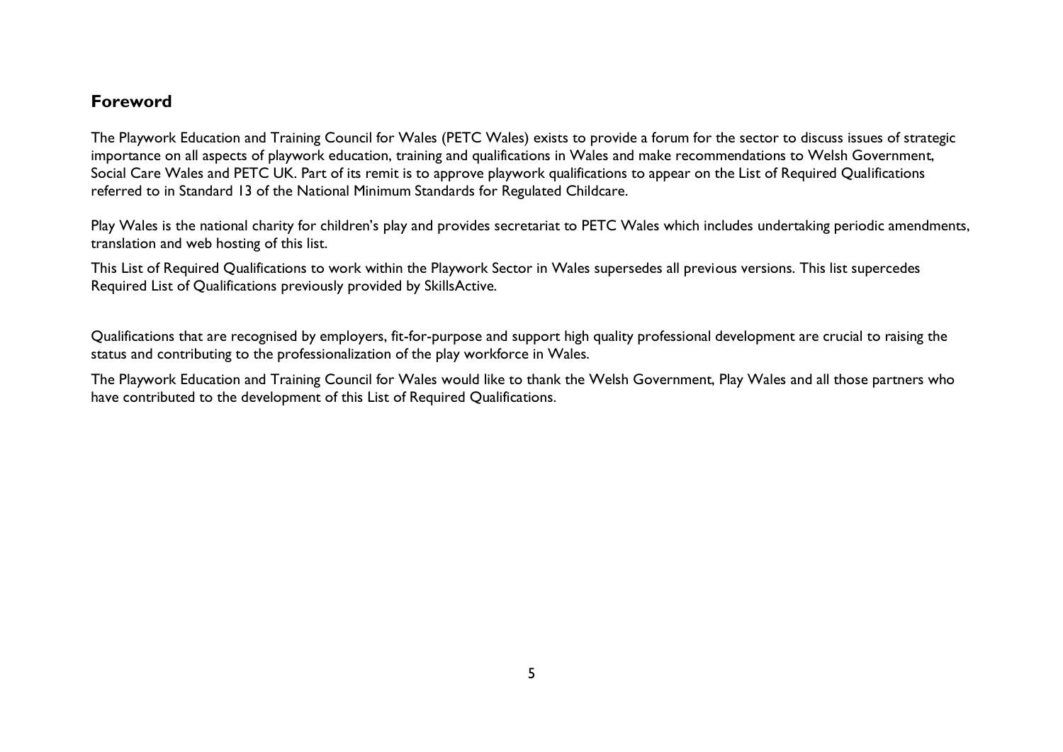## Foreword

The Playwork Education and Training Council for Wales (PETC Wales) exists to provide a forum for the sector to discuss issues of strategic importance on all aspects of playwork education, training and qualifications in Wales and make recommendations to Welsh Government, Social Care Wales and PETC UK. Part of its remit is to approve playwork qualifications to appear on the List of Required Qualifications referred to in Standard 13 of the National Minimum Standards for Regulated Childcare.

Play Wales is the national charity for children's play and provides secretariat to PETC Wales which includes undertaking periodic amendments, translation and web hosting of this list.

This List of Required Qualifications to work within the Playwork Sector in Wales supersedes all previous versions. This list supercedes Required List of Qualifications previously provided by SkillsActive.

Qualifications that are recognised by employers, fit-for-purpose and support high quality professional development are crucial to raising the status and contributing to the professionalization of the play workforce in Wales.

The Playwork Education and Training Council for Wales would like to thank the Welsh Government, Play Wales and all those partners who have contributed to the development of this List of Required Qualifications.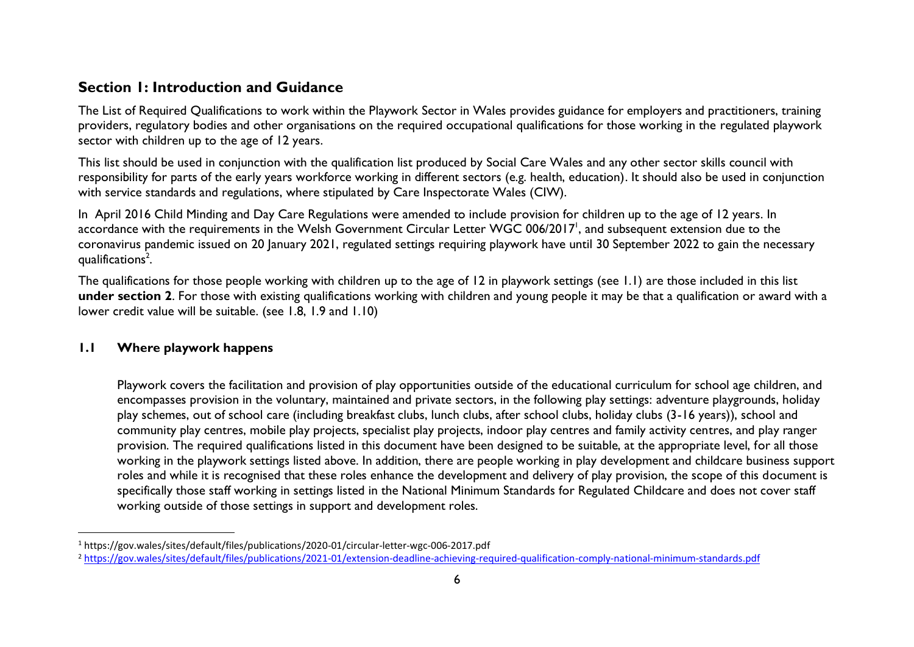## Section 1: Introduction and Guidance

The List of Required Qualifications to work within the Playwork Sector in Wales provides guidance for employers and practitioners, training providers, regulatory bodies and other organisations on the required occupational qualifications for those working in the regulated playwork sector with children up to the age of 12 years.

This list should be used in conjunction with the qualification list produced by Social Care Wales and any other sector skills council with responsibility for parts of the early years workforce working in different sectors (e.g. health, education). It should also be used in conjunction with service standards and regulations, where stipulated by Care Inspectorate Wales (CIW).

In April 2016 Child Minding and Day Care Regulations were amended to include provision for children up to the age of 12 years. In accordance with the requirements in the Welsh Government Circular Letter WGC 006/2017[1], and subsequent extension due to the coronavirus pandemic issued on 20 January 2021, regulated settings requiring playwork have until 30 September 2022 to gain the necessary qualifications[2].

The qualifications for those people working with children up to the age of 12 in playwork settings (see 1.1) are those included in this list **under section 2**. For those with existing qualifications working with children and young people it may be that a qualification or award with a lower credit value will be suitable. (see 1.8, 1.9 and 1.10)

### 1.1 Where playwork happens

Playwork covers the facilitation and provision of play opportunities outside of the educational curriculum for school age children, and encompasses provision in the voluntary, maintained and private sectors, in the following play settings: adventure playgrounds, holiday play schemes, out of school care (including breakfast clubs, lunch clubs, after school clubs, holiday clubs (3-16 years)), school and community play centres, mobile play projects, specialist play projects, indoor play centres and family activity centres, and play ranger provision. The required qualifications listed in this document have been designed to be suitable, at the appropriate level, for all those working in the playwork settings listed above. In addition, there are people working in play development and childcare business support roles and while it is recognised that these roles enhance the development and delivery of play provision, the scope of this document is specifically those staff working in settings listed in the National Minimum Standards for Regulated Childcare and does not cover staff working outside of those settings in support and development roles.

---

[1] https://gov.wales/sites/default/files/publications/2020-01/circular-letter-wgc-006-2017.pdf

[2] https://gov.wales/sites/default/files/publications/2021-01/extension-deadline-achieving-required-qualification-comply-national-minimum-standards.pdf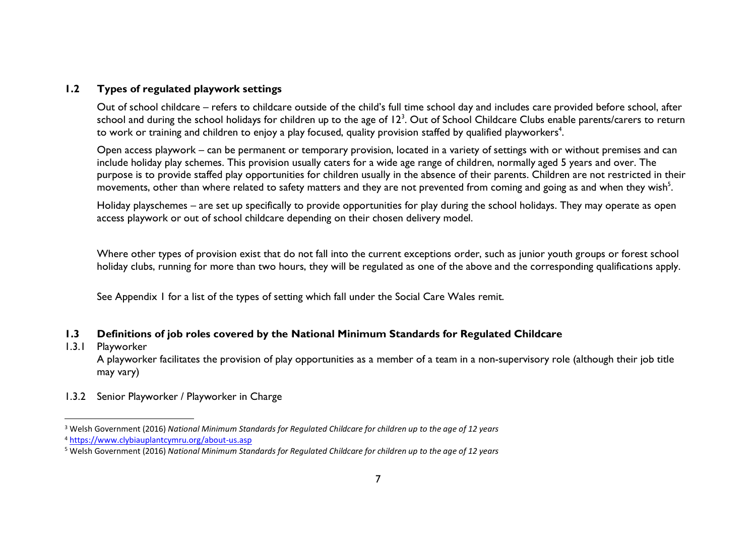### 1.2 Types of regulated playwork settings

Out of school childcare – refers to childcare outside of the child's full time school day and includes care provided before school, after school and during the school holidays for children up to the age of 12[3]. Out of School Childcare Clubs enable parents/carers to return to work or training and children to enjoy a play focused, quality provision staffed by qualified playworkers[4].

Open access playwork – can be permanent or temporary provision, located in a variety of settings with or without premises and can include holiday play schemes. This provision usually caters for a wide age range of children, normally aged 5 years and over. The purpose is to provide staffed play opportunities for children usually in the absence of their parents. Children are not restricted in their movements, other than where related to safety matters and they are not prevented from coming and going as and when they wish[5].

Holiday playschemes – are set up specifically to provide opportunities for play during the school holidays. They may operate as open access playwork or out of school childcare depending on their chosen delivery model.

Where other types of provision exist that do not fall into the current exceptions order, such as junior youth groups or forest school holiday clubs, running for more than two hours, they will be regulated as one of the above and the corresponding qualifications apply.

See Appendix 1 for a list of the types of setting which fall under the Social Care Wales remit.

### 1.3 Definitions of job roles covered by the National Minimum Standards for Regulated Childcare

1.3.1 Playworker

A playworker facilitates the provision of play opportunities as a member of a team in a non-supervisory role (although their job title may vary)

1.3.2 Senior Playworker / Playworker in Charge

---

[3] Welsh Government (2016) *National Minimum Standards for Regulated Childcare for children up to the age of 12 years*

[4] https://www.clybiauplantcymru.org/about-us.asp

[5] Welsh Government (2016) *National Minimum Standards for Regulated Childcare for children up to the age of 12 years*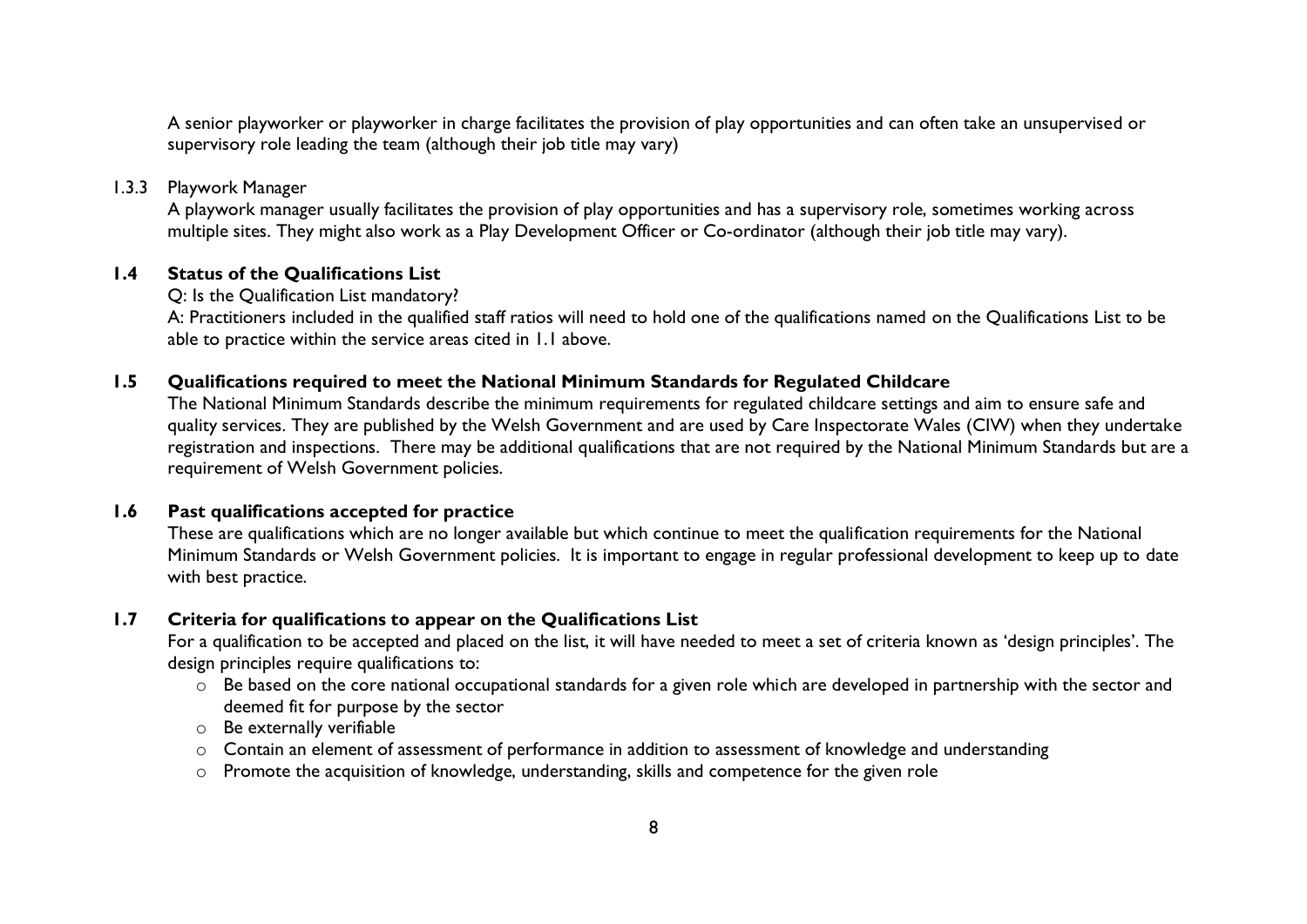A senior playworker or playworker in charge facilitates the provision of play opportunities and can often take an unsupervised or supervisory role leading the team (although their job title may vary)

1.3.3 Playwork Manager

A playwork manager usually facilitates the provision of play opportunities and has a supervisory role, sometimes working across multiple sites. They might also work as a Play Development Officer or Co-ordinator (although their job title may vary).

## 1.4 Status of the Qualifications List

Q: Is the Qualification List mandatory?

A: Practitioners included in the qualified staff ratios will need to hold one of the qualifications named on the Qualifications List to be able to practice within the service areas cited in 1.1 above.

## 1.5 Qualifications required to meet the National Minimum Standards for Regulated Childcare

The National Minimum Standards describe the minimum requirements for regulated childcare settings and aim to ensure safe and quality services. They are published by the Welsh Government and are used by Care Inspectorate Wales (CIW) when they undertake registration and inspections. There may be additional qualifications that are not required by the National Minimum Standards but are a requirement of Welsh Government policies.

## 1.6 Past qualifications accepted for practice

These are qualifications which are no longer available but which continue to meet the qualification requirements for the National Minimum Standards or Welsh Government policies. It is important to engage in regular professional development to keep up to date with best practice.

## 1.7 Criteria for qualifications to appear on the Qualifications List

For a qualification to be accepted and placed on the list, it will have needed to meet a set of criteria known as 'design principles'. The design principles require qualifications to:

- Be based on the core national occupational standards for a given role which are developed in partnership with the sector and deemed fit for purpose by the sector
- Be externally verifiable
- Contain an element of assessment of performance in addition to assessment of knowledge and understanding
- Promote the acquisition of knowledge, understanding, skills and competence for the given role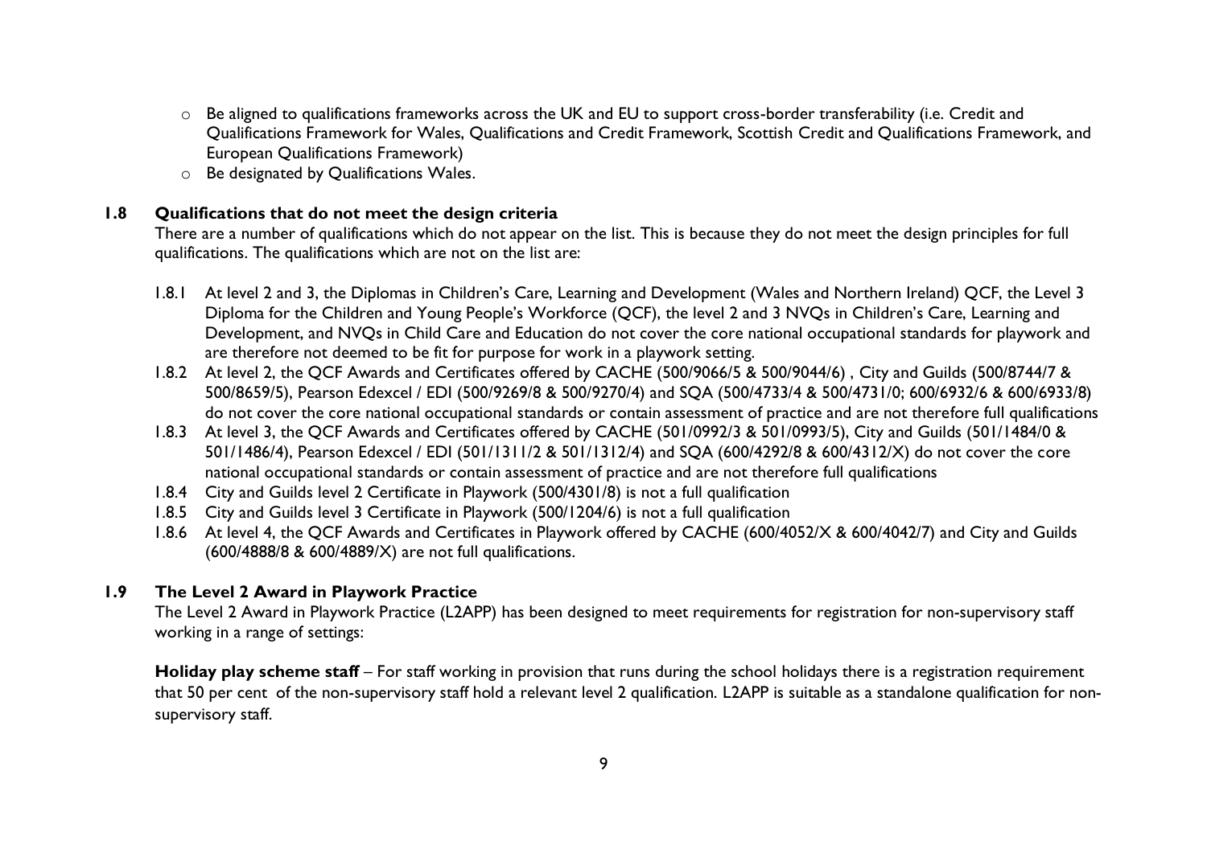- Be aligned to qualifications frameworks across the UK and EU to support cross-border transferability (i.e. Credit and Qualifications Framework for Wales, Qualifications and Credit Framework, Scottish Credit and Qualifications Framework, and European Qualifications Framework)
- Be designated by Qualifications Wales.

### 1.8 Qualifications that do not meet the design criteria

There are a number of qualifications which do not appear on the list. This is because they do not meet the design principles for full qualifications. The qualifications which are not on the list are:

1.8.1 At level 2 and 3, the Diplomas in Children's Care, Learning and Development (Wales and Northern Ireland) QCF, the Level 3 Diploma for the Children and Young People's Workforce (QCF), the level 2 and 3 NVQs in Children's Care, Learning and Development, and NVQs in Child Care and Education do not cover the core national occupational standards for playwork and are therefore not deemed to be fit for purpose for work in a playwork setting.

1.8.2 At level 2, the QCF Awards and Certificates offered by CACHE (500/9066/5 & 500/9044/6) , City and Guilds (500/8744/7 & 500/8659/5), Pearson Edexcel / EDI (500/9269/8 & 500/9270/4) and SQA (500/4733/4 & 500/4731/0; 600/6932/6 & 600/6933/8) do not cover the core national occupational standards or contain assessment of practice and are not therefore full qualifications

1.8.3 At level 3, the QCF Awards and Certificates offered by CACHE (501/0992/3 & 501/0993/5), City and Guilds (501/1484/0 & 501/1486/4), Pearson Edexcel / EDI (501/1311/2 & 501/1312/4) and SQA (600/4292/8 & 600/4312/X) do not cover the core national occupational standards or contain assessment of practice and are not therefore full qualifications

1.8.4 City and Guilds level 2 Certificate in Playwork (500/4301/8) is not a full qualification

1.8.5 City and Guilds level 3 Certificate in Playwork (500/1204/6) is not a full qualification

1.8.6 At level 4, the QCF Awards and Certificates in Playwork offered by CACHE (600/4052/X & 600/4042/7) and City and Guilds (600/4888/8 & 600/4889/X) are not full qualifications.

### 1.9 The Level 2 Award in Playwork Practice

The Level 2 Award in Playwork Practice (L2APP) has been designed to meet requirements for registration for non-supervisory staff working in a range of settings:

**Holiday play scheme staff** – For staff working in provision that runs during the school holidays there is a registration requirement that 50 per cent of the non-supervisory staff hold a relevant level 2 qualification. L2APP is suitable as a standalone qualification for non-supervisory staff.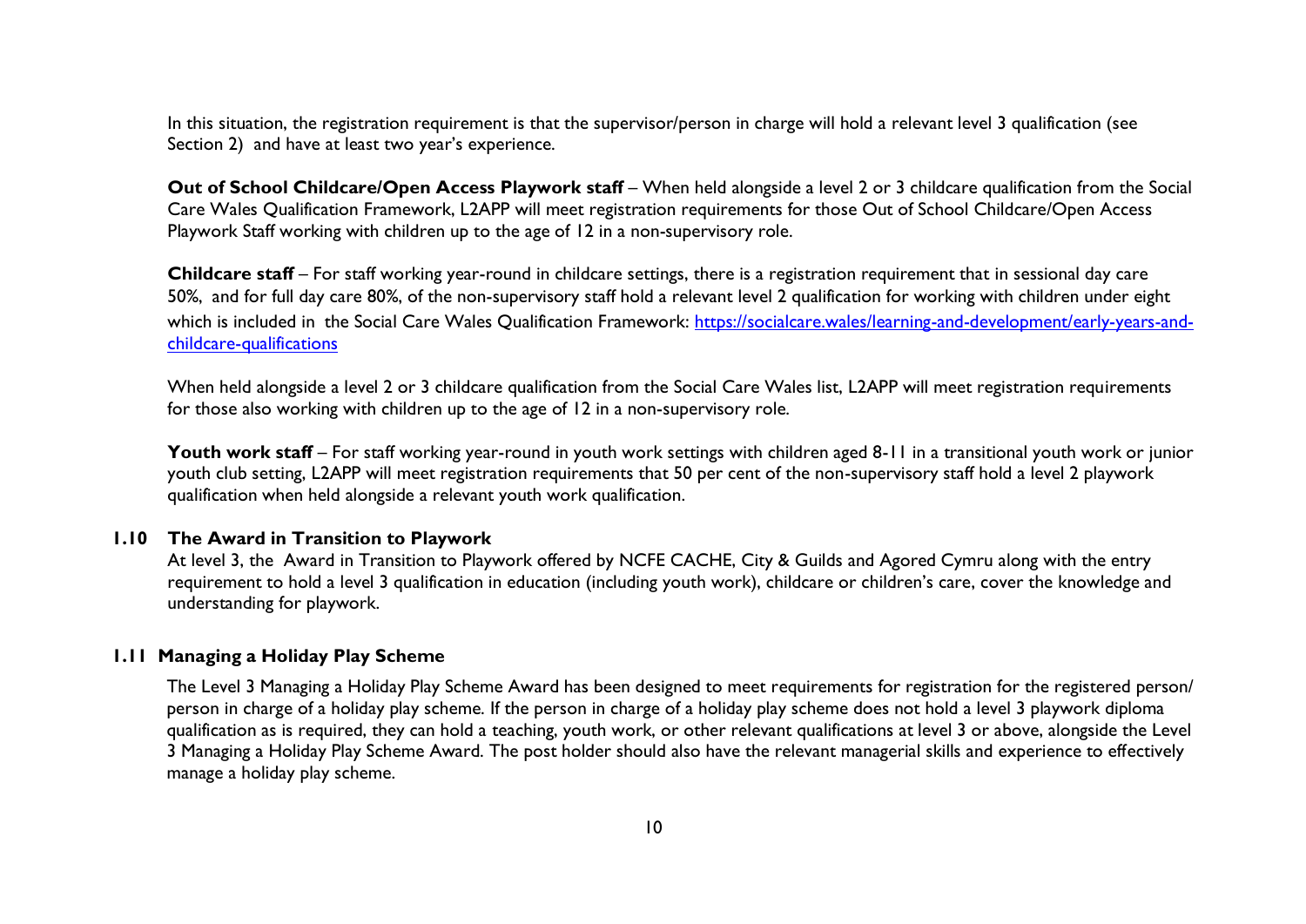In this situation, the registration requirement is that the supervisor/person in charge will hold a relevant level 3 qualification (see Section 2) and have at least two year's experience.

**Out of School Childcare/Open Access Playwork staff** – When held alongside a level 2 or 3 childcare qualification from the Social Care Wales Qualification Framework, L2APP will meet registration requirements for those Out of School Childcare/Open Access Playwork Staff working with children up to the age of 12 in a non-supervisory role.

**Childcare staff** – For staff working year-round in childcare settings, there is a registration requirement that in sessional day care 50%, and for full day care 80%, of the non-supervisory staff hold a relevant level 2 qualification for working with children under eight which is included in the Social Care Wales Qualification Framework: https://socialcare.wales/learning-and-development/early-years-and-childcare-qualifications

When held alongside a level 2 or 3 childcare qualification from the Social Care Wales list, L2APP will meet registration requirements for those also working with children up to the age of 12 in a non-supervisory role.

**Youth work staff** – For staff working year-round in youth work settings with children aged 8-11 in a transitional youth work or junior youth club setting, L2APP will meet registration requirements that 50 per cent of the non-supervisory staff hold a level 2 playwork qualification when held alongside a relevant youth work qualification.

### 1.10 The Award in Transition to Playwork

At level 3, the Award in Transition to Playwork offered by NCFE CACHE, City & Guilds and Agored Cymru along with the entry requirement to hold a level 3 qualification in education (including youth work), childcare or children's care, cover the knowledge and understanding for playwork.

### 1.11 Managing a Holiday Play Scheme

The Level 3 Managing a Holiday Play Scheme Award has been designed to meet requirements for registration for the registered person/ person in charge of a holiday play scheme. If the person in charge of a holiday play scheme does not hold a level 3 playwork diploma qualification as is required, they can hold a teaching, youth work, or other relevant qualifications at level 3 or above, alongside the Level 3 Managing a Holiday Play Scheme Award. The post holder should also have the relevant managerial skills and experience to effectively manage a holiday play scheme.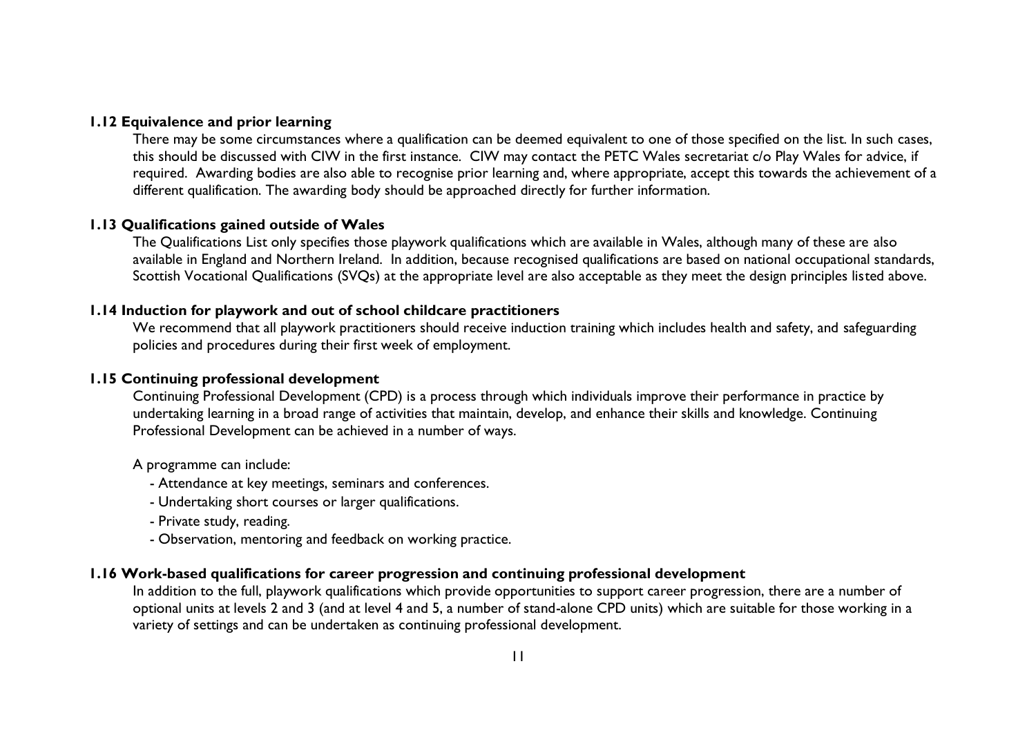### 1.12 Equivalence and prior learning

There may be some circumstances where a qualification can be deemed equivalent to one of those specified on the list. In such cases, this should be discussed with CIW in the first instance. CIW may contact the PETC Wales secretariat c/o Play Wales for advice, if required. Awarding bodies are also able to recognise prior learning and, where appropriate, accept this towards the achievement of a different qualification. The awarding body should be approached directly for further information.

### 1.13 Qualifications gained outside of Wales

The Qualifications List only specifies those playwork qualifications which are available in Wales, although many of these are also available in England and Northern Ireland. In addition, because recognised qualifications are based on national occupational standards, Scottish Vocational Qualifications (SVQs) at the appropriate level are also acceptable as they meet the design principles listed above.

### 1.14 Induction for playwork and out of school childcare practitioners

We recommend that all playwork practitioners should receive induction training which includes health and safety, and safeguarding policies and procedures during their first week of employment.

### 1.15 Continuing professional development

Continuing Professional Development (CPD) is a process through which individuals improve their performance in practice by undertaking learning in a broad range of activities that maintain, develop, and enhance their skills and knowledge. Continuing Professional Development can be achieved in a number of ways.

A programme can include:

- Attendance at key meetings, seminars and conferences.
- Undertaking short courses or larger qualifications.
- Private study, reading.
- Observation, mentoring and feedback on working practice.

### 1.16 Work-based qualifications for career progression and continuing professional development

In addition to the full, playwork qualifications which provide opportunities to support career progression, there are a number of optional units at levels 2 and 3 (and at level 4 and 5, a number of stand-alone CPD units) which are suitable for those working in a variety of settings and can be undertaken as continuing professional development.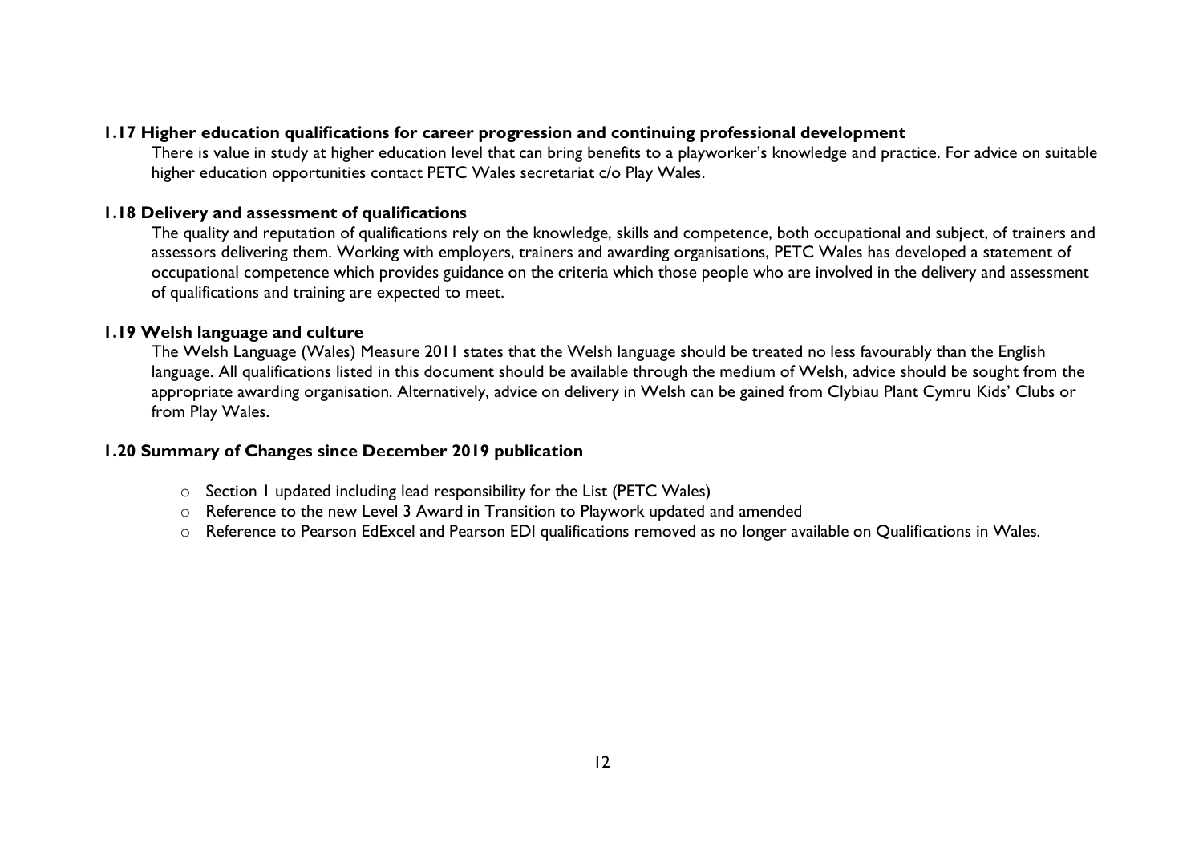### 1.17 Higher education qualifications for career progression and continuing professional development

There is value in study at higher education level that can bring benefits to a playworker's knowledge and practice. For advice on suitable higher education opportunities contact PETC Wales secretariat c/o Play Wales.

### 1.18 Delivery and assessment of qualifications

The quality and reputation of qualifications rely on the knowledge, skills and competence, both occupational and subject, of trainers and assessors delivering them. Working with employers, trainers and awarding organisations, PETC Wales has developed a statement of occupational competence which provides guidance on the criteria which those people who are involved in the delivery and assessment of qualifications and training are expected to meet.

### 1.19 Welsh language and culture

The Welsh Language (Wales) Measure 2011 states that the Welsh language should be treated no less favourably than the English language. All qualifications listed in this document should be available through the medium of Welsh, advice should be sought from the appropriate awarding organisation. Alternatively, advice on delivery in Welsh can be gained from Clybiau Plant Cymru Kids' Clubs or from Play Wales.

### 1.20 Summary of Changes since December 2019 publication

- Section 1 updated including lead responsibility for the List (PETC Wales)
- Reference to the new Level 3 Award in Transition to Playwork updated and amended
- Reference to Pearson EdExcel and Pearson EDI qualifications removed as no longer available on Qualifications in Wales.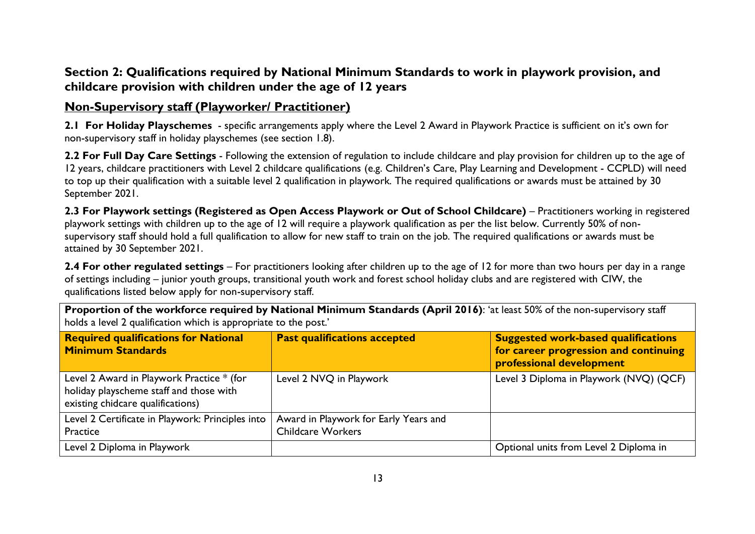## Section 2: Qualifications required by National Minimum Standards to work in playwork provision, and childcare provision with children under the age of 12 years

### Non-Supervisory staff (Playworker/ Practitioner)

**2.1 For Holiday Playschemes** - specific arrangements apply where the Level 2 Award in Playwork Practice is sufficient on it's own for non-supervisory staff in holiday playschemes (see section 1.8).

**2.2 For Full Day Care Settings** - Following the extension of regulation to include childcare and play provision for children up to the age of 12 years, childcare practitioners with Level 2 childcare qualifications (e.g. Children's Care, Play Learning and Development - CCPLD) will need to top up their qualification with a suitable level 2 qualification in playwork. The required qualifications or awards must be attained by 30 September 2021.

**2.3 For Playwork settings (Registered as Open Access Playwork or Out of School Childcare)** – Practitioners working in registered playwork settings with children up to the age of 12 will require a playwork qualification as per the list below. Currently 50% of non-supervisory staff should hold a full qualification to allow for new staff to train on the job. The required qualifications or awards must be attained by 30 September 2021.

**2.4 For other regulated settings** – For practitioners looking after children up to the age of 12 for more than two hours per day in a range of settings including – junior youth groups, transitional youth work and forest school holiday clubs and are registered with CIW, the qualifications listed below apply for non-supervisory staff.

**Proportion of the workforce required by National Minimum Standards (April 2016)**: 'at least 50% of the non-supervisory staff holds a level 2 qualification which is appropriate to the post.'

| Required qualifications for National Minimum Standards | Past qualifications accepted | Suggested work-based qualifications for career progression and continuing professional development |
|---|---|---|
| Level 2 Award in Playwork Practice * (for holiday playscheme staff and those with existing chidcare qualifications) | Level 2 NVQ in Playwork | Level 3 Diploma in Playwork (NVQ) (QCF) |
| Level 2 Certificate in Playwork: Principles into Practice | Award in Playwork for Early Years and Childcare Workers | |
| Level 2 Diploma in Playwork | | Optional units from Level 2 Diploma in |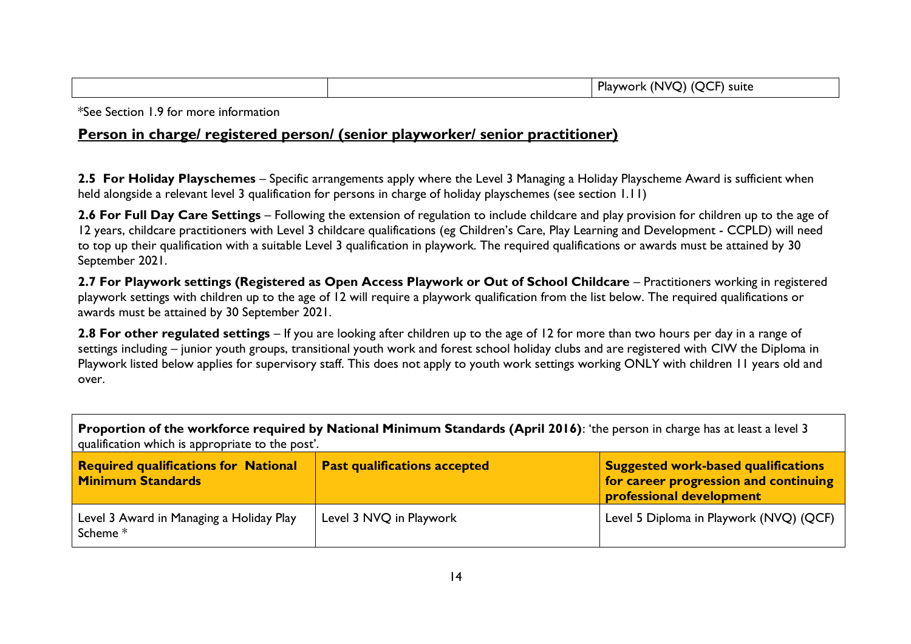| | | |
|---|---|---|
| | | Playwork (NVQ) (QCF) suite |

*See Section 1.9 for more information

## Person in charge/ registered person/ (senior playworker/ senior practitioner)

**2.5 For Holiday Playschemes** – Specific arrangements apply where the Level 3 Managing a Holiday Playscheme Award is sufficient when held alongside a relevant level 3 qualification for persons in charge of holiday playschemes (see section 1.11)

**2.6 For Full Day Care Settings** – Following the extension of regulation to include childcare and play provision for children up to the age of 12 years, childcare practitioners with Level 3 childcare qualifications (eg Children's Care, Play Learning and Development - CCPLD) will need to top up their qualification with a suitable Level 3 qualification in playwork. The required qualifications or awards must be attained by 30 September 2021.

**2.7 For Playwork settings (Registered as Open Access Playwork or Out of School Childcare** – Practitioners working in registered playwork settings with children up to the age of 12 will require a playwork qualification from the list below. The required qualifications or awards must be attained by 30 September 2021.

**2.8 For other regulated settings** – If you are looking after children up to the age of 12 for more than two hours per day in a range of settings including – junior youth groups, transitional youth work and forest school holiday clubs and are registered with CIW the Diploma in Playwork listed below applies for supervisory staff. This does not apply to youth work settings working ONLY with children 11 years old and over.

**Proportion of the workforce required by National Minimum Standards (April 2016)**: 'the person in charge has at least a level 3 qualification which is appropriate to the post'.

| Required qualifications for National Minimum Standards | Past qualifications accepted | Suggested work-based qualifications for career progression and continuing professional development |
|---|---|---|
| Level 3 Award in Managing a Holiday Play Scheme * | Level 3 NVQ in Playwork | Level 5 Diploma in Playwork (NVQ) (QCF) |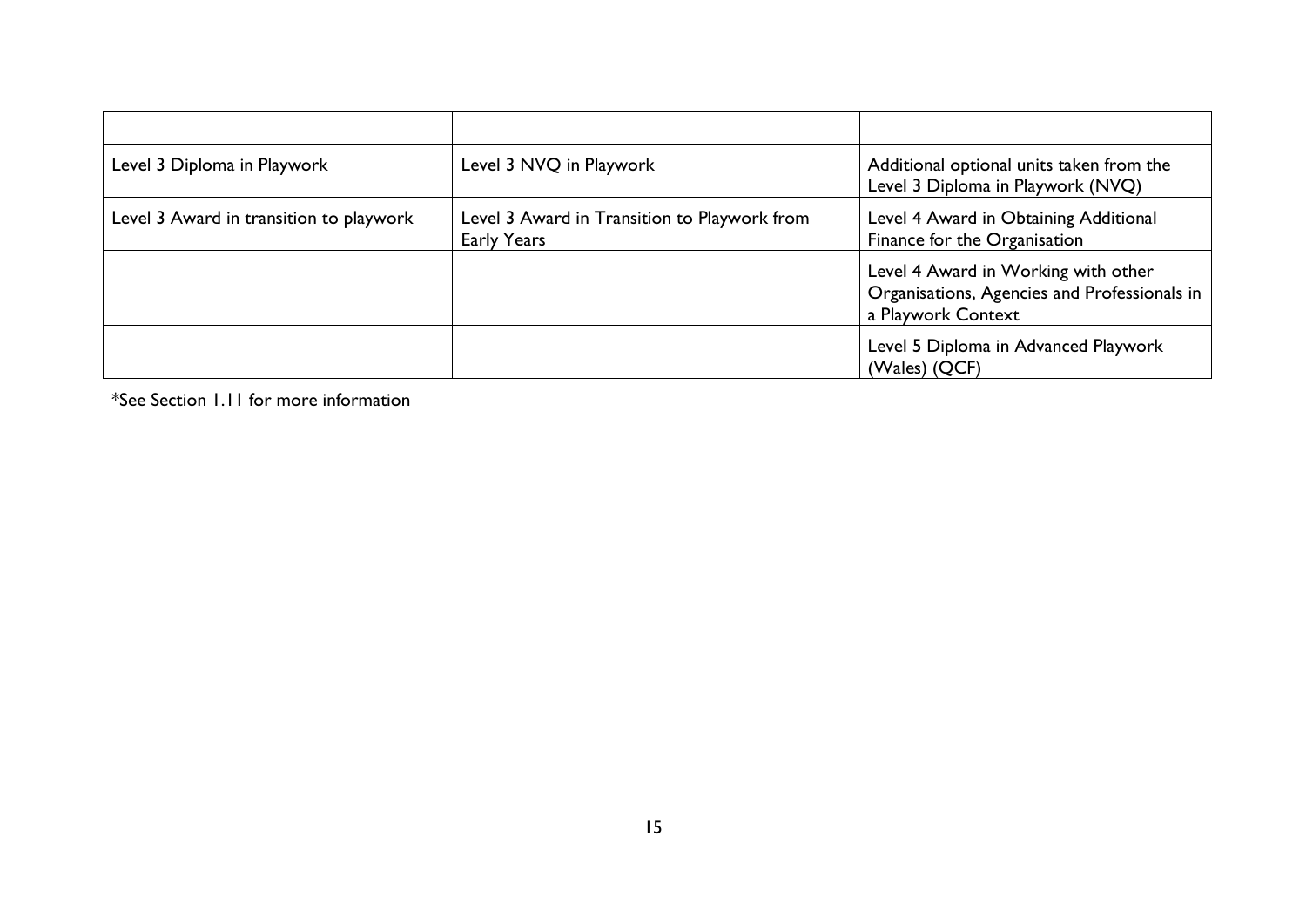| | | |
|---|---|---|
| Level 3 Diploma in Playwork | Level 3 NVQ in Playwork | Additional optional units taken from the Level 3 Diploma in Playwork (NVQ) |
| Level 3 Award in transition to playwork | Level 3 Award in Transition to Playwork from Early Years | Level 4 Award in Obtaining Additional Finance for the Organisation |
| | | Level 4 Award in Working with other Organisations, Agencies and Professionals in a Playwork Context |
| | | Level 5 Diploma in Advanced Playwork (Wales) (QCF) |

*See Section 1.11 for more information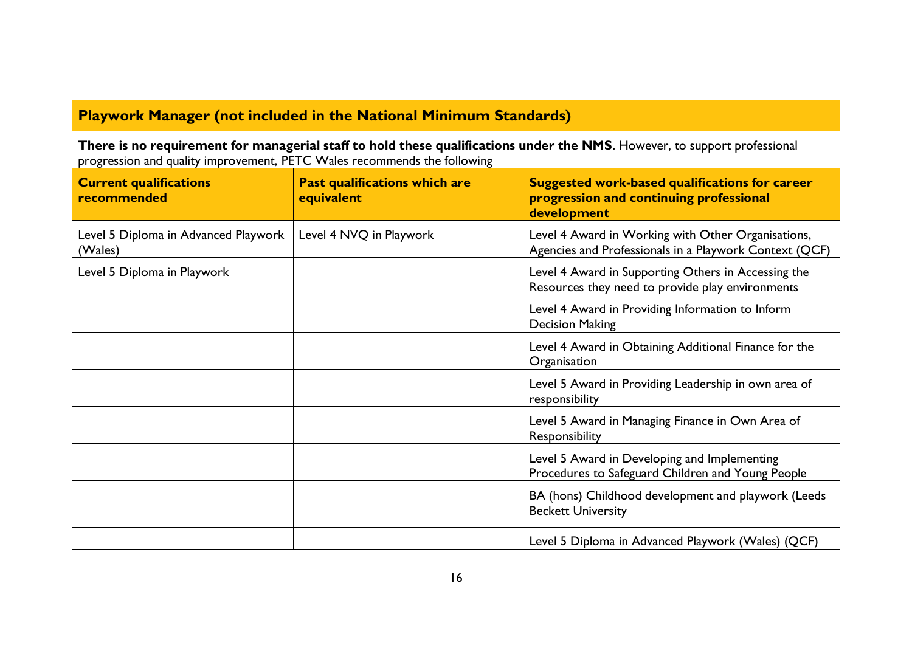## Playwork Manager (not included in the National Minimum Standards)

**There is no requirement for managerial staff to hold these qualifications under the NMS**. However, to support professional progression and quality improvement, PETC Wales recommends the following

| Current qualifications recommended | Past qualifications which are equivalent | Suggested work-based qualifications for career progression and continuing professional development |
|---|---|---|
| Level 5 Diploma in Advanced Playwork (Wales) | Level 4 NVQ in Playwork | Level 4 Award in Working with Other Organisations, Agencies and Professionals in a Playwork Context (QCF) |
| Level 5 Diploma in Playwork | | Level 4 Award in Supporting Others in Accessing the Resources they need to provide play environments |
| | | Level 4 Award in Providing Information to Inform Decision Making |
| | | Level 4 Award in Obtaining Additional Finance for the Organisation |
| | | Level 5 Award in Providing Leadership in own area of responsibility |
| | | Level 5 Award in Managing Finance in Own Area of Responsibility |
| | | Level 5 Award in Developing and Implementing Procedures to Safeguard Children and Young People |
| | | BA (hons) Childhood development and playwork (Leeds Beckett University |
| | | Level 5 Diploma in Advanced Playwork (Wales) (QCF) |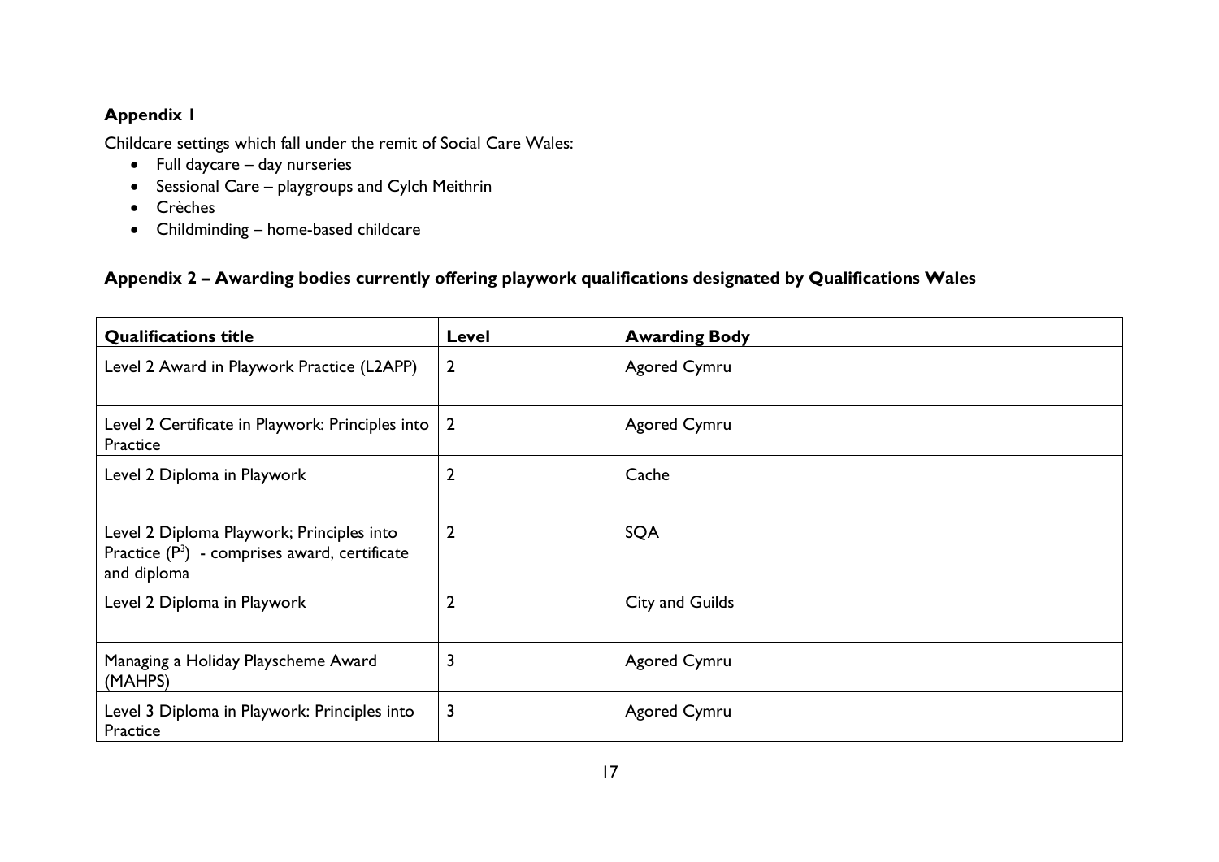**Appendix 1**

Childcare settings which fall under the remit of Social Care Wales:

- Full daycare – day nurseries
- Sessional Care – playgroups and Cylch Meithrin
- Crèches
- Childminding – home-based childcare

**Appendix 2 – Awarding bodies currently offering playwork qualifications designated by Qualifications Wales**

| Qualifications title | Level | Awarding Body |
|---|---|---|
| Level 2 Award in Playwork Practice (L2APP) | 2 | Agored Cymru |
| Level 2 Certificate in Playwork: Principles into Practice | 2 | Agored Cymru |
| Level 2 Diploma in Playwork | 2 | Cache |
| Level 2 Diploma Playwork; Principles into Practice ($P^3$) - comprises award, certificate and diploma | 2 | SQA |
| Level 2 Diploma in Playwork | 2 | City and Guilds |
| Managing a Holiday Playscheme Award (MAHPS) | 3 | Agored Cymru |
| Level 3 Diploma in Playwork: Principles into Practice | 3 | Agored Cymru |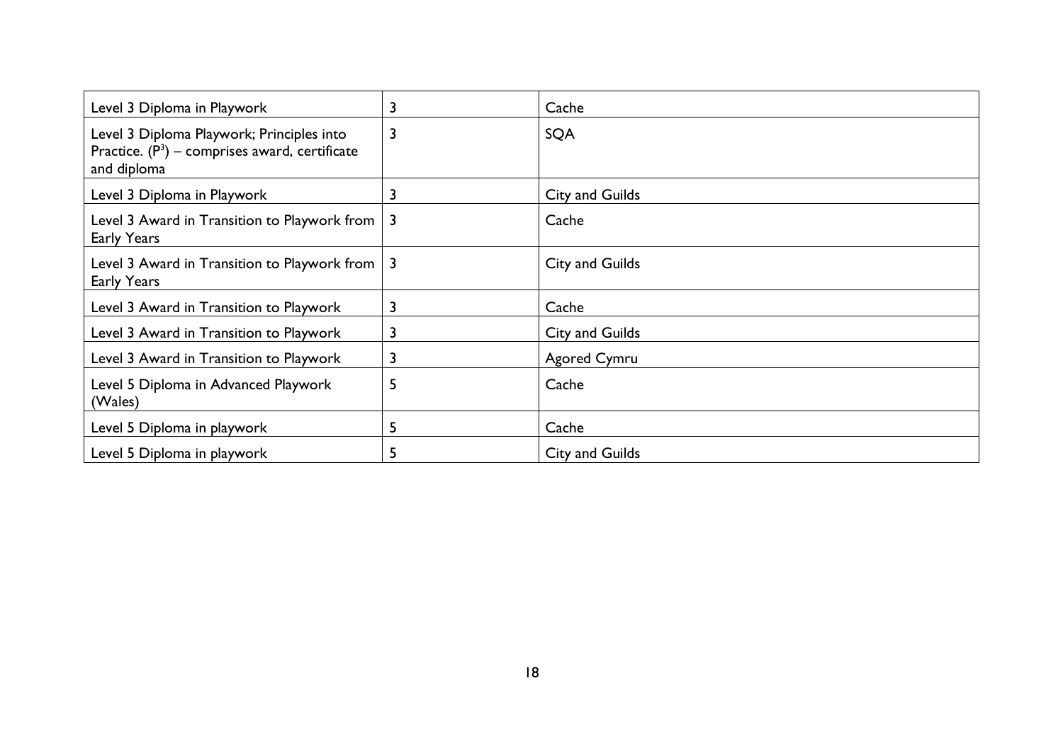| | | |
|---|---|---|
| Level 3 Diploma in Playwork | 3 | Cache |
| Level 3 Diploma Playwork; Principles into Practice. ($P^3$) – comprises award, certificate and diploma | 3 | SQA |
| Level 3 Diploma in Playwork | 3 | City and Guilds |
| Level 3 Award in Transition to Playwork from Early Years | 3 | Cache |
| Level 3 Award in Transition to Playwork from Early Years | 3 | City and Guilds |
| Level 3 Award in Transition to Playwork | 3 | Cache |
| Level 3 Award in Transition to Playwork | 3 | City and Guilds |
| Level 3 Award in Transition to Playwork | 3 | Agored Cymru |
| Level 5 Diploma in Advanced Playwork (Wales) | 5 | Cache |
| Level 5 Diploma in playwork | 5 | Cache |
| Level 5 Diploma in playwork | 5 | City and Guilds |